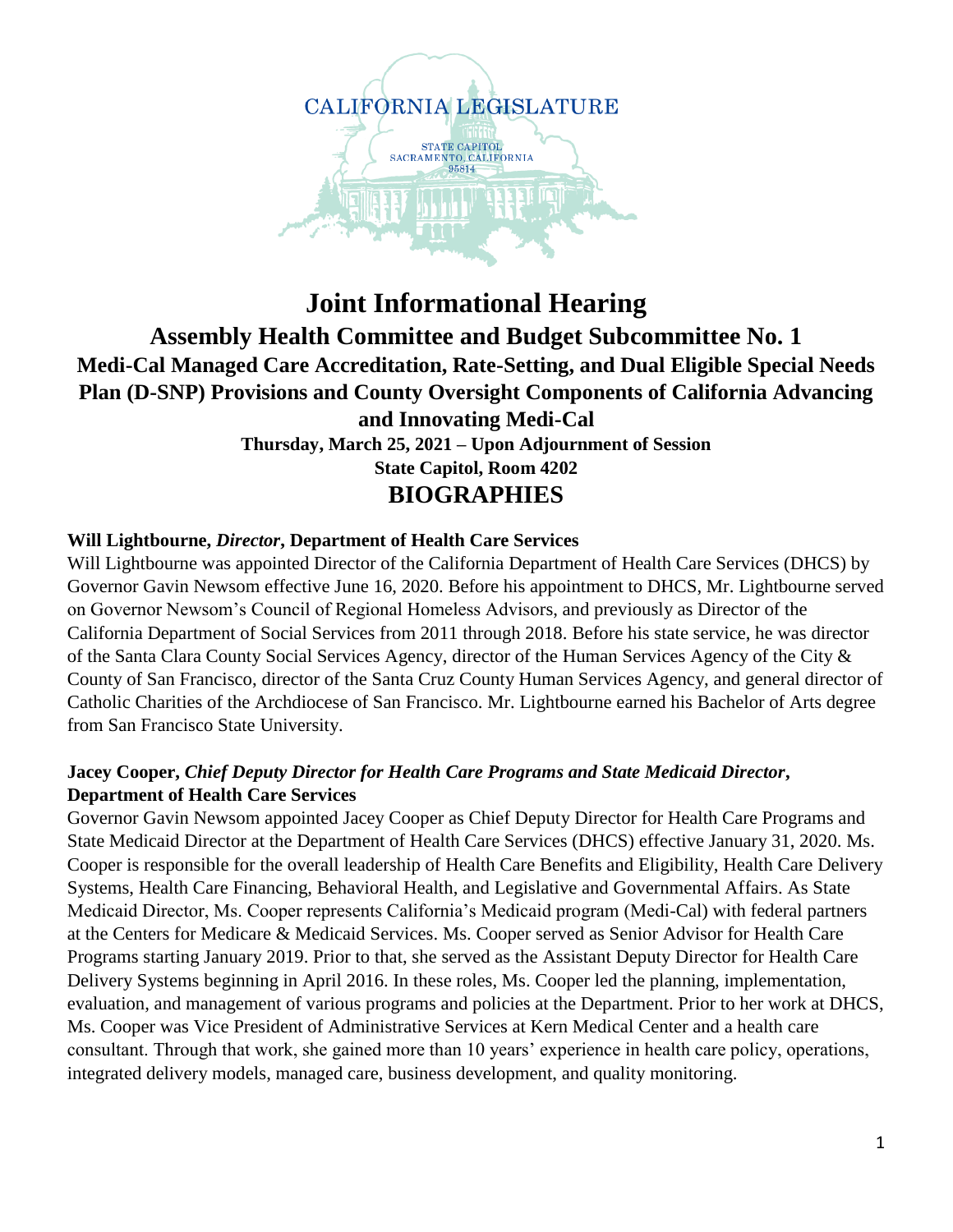CALIFORNIA LEGISLATURE

STATE CAPITOL
SACRAMENTO, CALIFORNIA
95814

# Joint Informational Hearing

## Assembly Health Committee and Budget Subcommittee No. 1

### Medi-Cal Managed Care Accreditation, Rate-Setting, and Dual Eligible Special Needs Plan (D-SNP) Provisions and County Oversight Components of California Advancing and Innovating Medi-Cal

**Thursday, March 25, 2021 – Upon Adjournment of Session**

**State Capitol, Room 4202**

## BIOGRAPHIES

**Will Lightbourne, *Director*, Department of Health Care Services**

Will Lightbourne was appointed Director of the California Department of Health Care Services (DHCS) by Governor Gavin Newsom effective June 16, 2020. Before his appointment to DHCS, Mr. Lightbourne served on Governor Newsom's Council of Regional Homeless Advisors, and previously as Director of the California Department of Social Services from 2011 through 2018. Before his state service, he was director of the Santa Clara County Social Services Agency, director of the Human Services Agency of the City & County of San Francisco, director of the Santa Cruz County Human Services Agency, and general director of Catholic Charities of the Archdiocese of San Francisco. Mr. Lightbourne earned his Bachelor of Arts degree from San Francisco State University.

**Jacey Cooper, *Chief Deputy Director for Health Care Programs and State Medicaid Director*, Department of Health Care Services**

Governor Gavin Newsom appointed Jacey Cooper as Chief Deputy Director for Health Care Programs and State Medicaid Director at the Department of Health Care Services (DHCS) effective January 31, 2020. Ms. Cooper is responsible for the overall leadership of Health Care Benefits and Eligibility, Health Care Delivery Systems, Health Care Financing, Behavioral Health, and Legislative and Governmental Affairs. As State Medicaid Director, Ms. Cooper represents California's Medicaid program (Medi-Cal) with federal partners at the Centers for Medicare & Medicaid Services. Ms. Cooper served as Senior Advisor for Health Care Programs starting January 2019. Prior to that, she served as the Assistant Deputy Director for Health Care Delivery Systems beginning in April 2016. In these roles, Ms. Cooper led the planning, implementation, evaluation, and management of various programs and policies at the Department. Prior to her work at DHCS, Ms. Cooper was Vice President of Administrative Services at Kern Medical Center and a health care consultant. Through that work, she gained more than 10 years' experience in health care policy, operations, integrated delivery models, managed care, business development, and quality monitoring.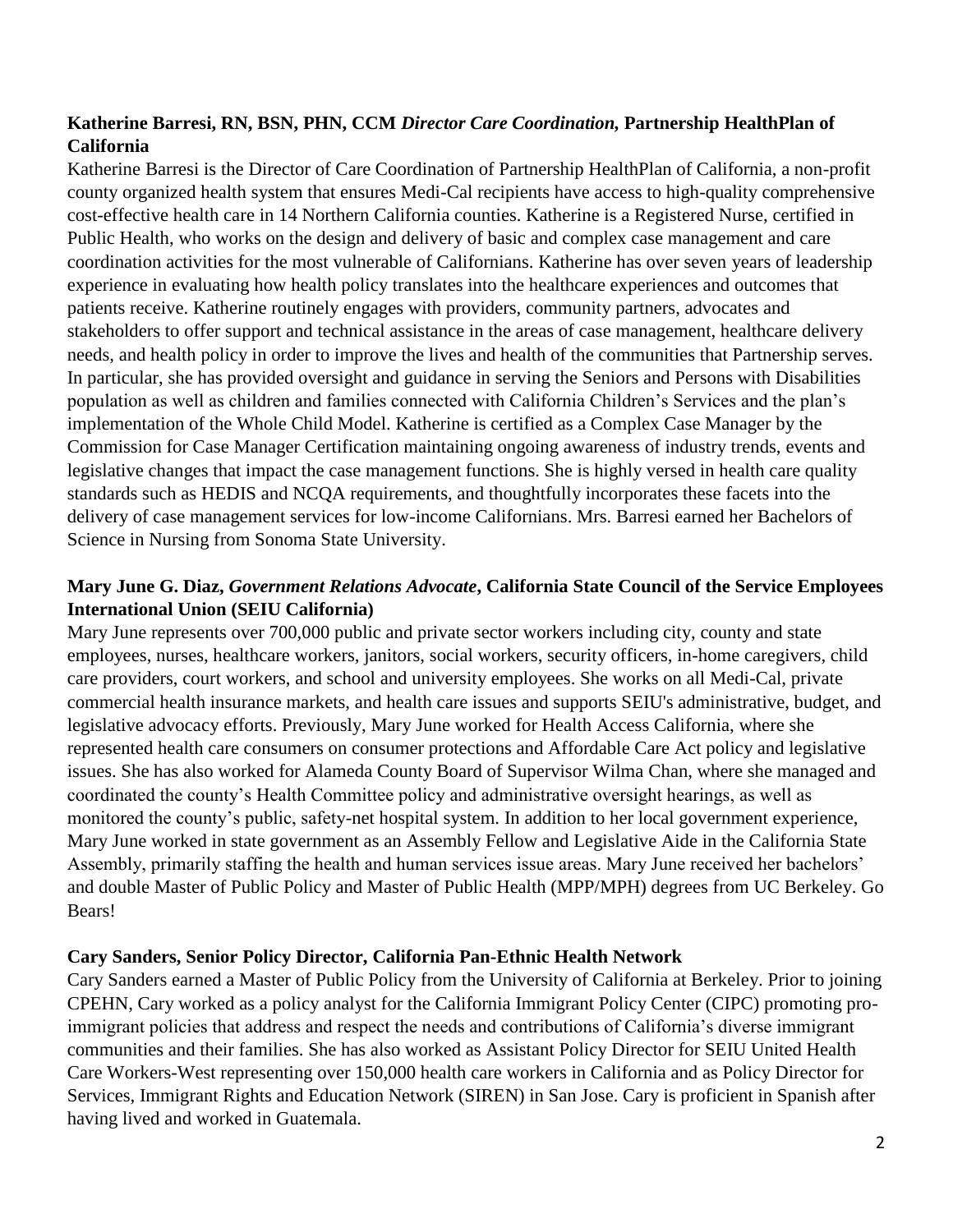**Katherine Barresi, RN, BSN, PHN, CCM** ***Director Care Coordination*****, Partnership HealthPlan of California**

Katherine Barresi is the Director of Care Coordination of Partnership HealthPlan of California, a non-profit county organized health system that ensures Medi-Cal recipients have access to high-quality comprehensive cost-effective health care in 14 Northern California counties. Katherine is a Registered Nurse, certified in Public Health, who works on the design and delivery of basic and complex case management and care coordination activities for the most vulnerable of Californians. Katherine has over seven years of leadership experience in evaluating how health policy translates into the healthcare experiences and outcomes that patients receive. Katherine routinely engages with providers, community partners, advocates and stakeholders to offer support and technical assistance in the areas of case management, healthcare delivery needs, and health policy in order to improve the lives and health of the communities that Partnership serves. In particular, she has provided oversight and guidance in serving the Seniors and Persons with Disabilities population as well as children and families connected with California Children's Services and the plan's implementation of the Whole Child Model. Katherine is certified as a Complex Case Manager by the Commission for Case Manager Certification maintaining ongoing awareness of industry trends, events and legislative changes that impact the case management functions. She is highly versed in health care quality standards such as HEDIS and NCQA requirements, and thoughtfully incorporates these facets into the delivery of case management services for low-income Californians. Mrs. Barresi earned her Bachelors of Science in Nursing from Sonoma State University.

**Mary June G. Diaz,** ***Government Relations Advocate*****, California State Council of the Service Employees International Union (SEIU California)**

Mary June represents over 700,000 public and private sector workers including city, county and state employees, nurses, healthcare workers, janitors, social workers, security officers, in-home caregivers, child care providers, court workers, and school and university employees. She works on all Medi-Cal, private commercial health insurance markets, and health care issues and supports SEIU's administrative, budget, and legislative advocacy efforts. Previously, Mary June worked for Health Access California, where she represented health care consumers on consumer protections and Affordable Care Act policy and legislative issues. She has also worked for Alameda County Board of Supervisor Wilma Chan, where she managed and coordinated the county's Health Committee policy and administrative oversight hearings, as well as monitored the county's public, safety-net hospital system. In addition to her local government experience, Mary June worked in state government as an Assembly Fellow and Legislative Aide in the California State Assembly, primarily staffing the health and human services issue areas. Mary June received her bachelors' and double Master of Public Policy and Master of Public Health (MPP/MPH) degrees from UC Berkeley. Go Bears!

**Cary Sanders, Senior Policy Director, California Pan-Ethnic Health Network**

Cary Sanders earned a Master of Public Policy from the University of California at Berkeley. Prior to joining CPEHN, Cary worked as a policy analyst for the California Immigrant Policy Center (CIPC) promoting pro-immigrant policies that address and respect the needs and contributions of California's diverse immigrant communities and their families. She has also worked as Assistant Policy Director for SEIU United Health Care Workers-West representing over 150,000 health care workers in California and as Policy Director for Services, Immigrant Rights and Education Network (SIREN) in San Jose. Cary is proficient in Spanish after having lived and worked in Guatemala.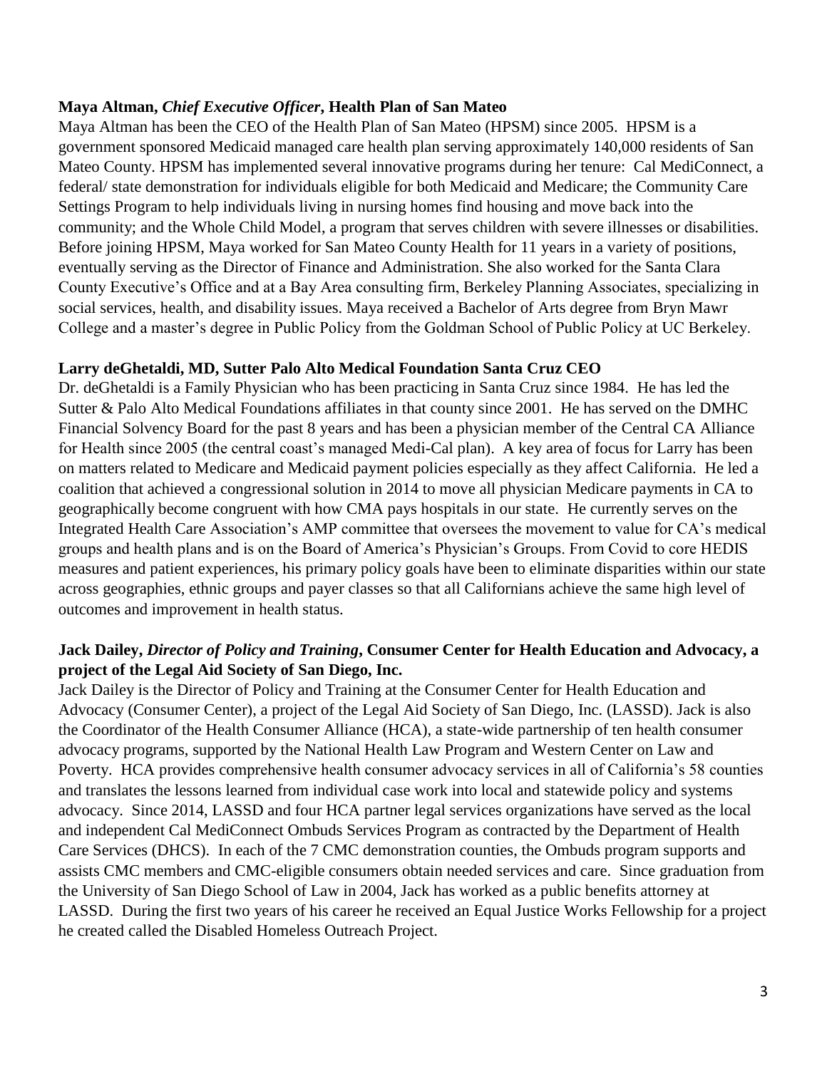**Maya Altman,** ***Chief Executive Officer*****, Health Plan of San Mateo**

Maya Altman has been the CEO of the Health Plan of San Mateo (HPSM) since 2005. HPSM is a government sponsored Medicaid managed care health plan serving approximately 140,000 residents of San Mateo County. HPSM has implemented several innovative programs during her tenure: Cal MediConnect, a federal/ state demonstration for individuals eligible for both Medicaid and Medicare; the Community Care Settings Program to help individuals living in nursing homes find housing and move back into the community; and the Whole Child Model, a program that serves children with severe illnesses or disabilities. Before joining HPSM, Maya worked for San Mateo County Health for 11 years in a variety of positions, eventually serving as the Director of Finance and Administration. She also worked for the Santa Clara County Executive's Office and at a Bay Area consulting firm, Berkeley Planning Associates, specializing in social services, health, and disability issues. Maya received a Bachelor of Arts degree from Bryn Mawr College and a master's degree in Public Policy from the Goldman School of Public Policy at UC Berkeley.

**Larry deGhetaldi, MD, Sutter Palo Alto Medical Foundation Santa Cruz CEO**

Dr. deGhetaldi is a Family Physician who has been practicing in Santa Cruz since 1984. He has led the Sutter & Palo Alto Medical Foundations affiliates in that county since 2001. He has served on the DMHC Financial Solvency Board for the past 8 years and has been a physician member of the Central CA Alliance for Health since 2005 (the central coast's managed Medi-Cal plan). A key area of focus for Larry has been on matters related to Medicare and Medicaid payment policies especially as they affect California. He led a coalition that achieved a congressional solution in 2014 to move all physician Medicare payments in CA to geographically become congruent with how CMA pays hospitals in our state. He currently serves on the Integrated Health Care Association's AMP committee that oversees the movement to value for CA's medical groups and health plans and is on the Board of America's Physician's Groups. From Covid to core HEDIS measures and patient experiences, his primary policy goals have been to eliminate disparities within our state across geographies, ethnic groups and payer classes so that all Californians achieve the same high level of outcomes and improvement in health status.

**Jack Dailey,** ***Director of Policy and Training*****, Consumer Center for Health Education and Advocacy, a project of the Legal Aid Society of San Diego, Inc.**

Jack Dailey is the Director of Policy and Training at the Consumer Center for Health Education and Advocacy (Consumer Center), a project of the Legal Aid Society of San Diego, Inc. (LASSD). Jack is also the Coordinator of the Health Consumer Alliance (HCA), a state-wide partnership of ten health consumer advocacy programs, supported by the National Health Law Program and Western Center on Law and Poverty. HCA provides comprehensive health consumer advocacy services in all of California's 58 counties and translates the lessons learned from individual case work into local and statewide policy and systems advocacy. Since 2014, LASSD and four HCA partner legal services organizations have served as the local and independent Cal MediConnect Ombuds Services Program as contracted by the Department of Health Care Services (DHCS). In each of the 7 CMC demonstration counties, the Ombuds program supports and assists CMC members and CMC-eligible consumers obtain needed services and care. Since graduation from the University of San Diego School of Law in 2004, Jack has worked as a public benefits attorney at LASSD. During the first two years of his career he received an Equal Justice Works Fellowship for a project he created called the Disabled Homeless Outreach Project.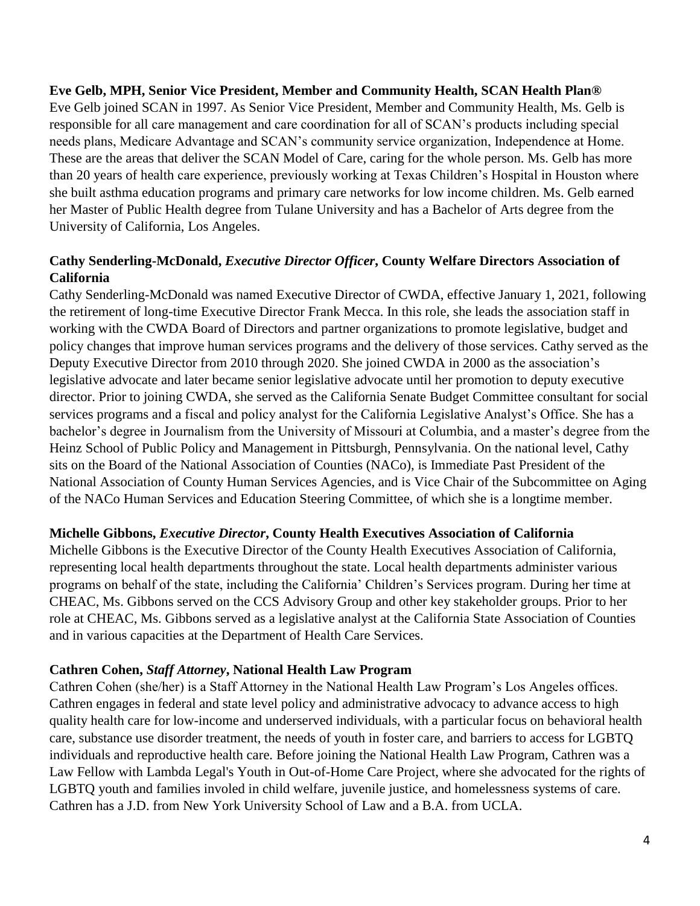**Eve Gelb, MPH, Senior Vice President, Member and Community Health, SCAN Health Plan®**

Eve Gelb joined SCAN in 1997. As Senior Vice President, Member and Community Health, Ms. Gelb is responsible for all care management and care coordination for all of SCAN's products including special needs plans, Medicare Advantage and SCAN's community service organization, Independence at Home. These are the areas that deliver the SCAN Model of Care, caring for the whole person. Ms. Gelb has more than 20 years of health care experience, previously working at Texas Children's Hospital in Houston where she built asthma education programs and primary care networks for low income children. Ms. Gelb earned her Master of Public Health degree from Tulane University and has a Bachelor of Arts degree from the University of California, Los Angeles.

**Cathy Senderling-McDonald, *Executive Director Officer*, County Welfare Directors Association of California**

Cathy Senderling-McDonald was named Executive Director of CWDA, effective January 1, 2021, following the retirement of long-time Executive Director Frank Mecca. In this role, she leads the association staff in working with the CWDA Board of Directors and partner organizations to promote legislative, budget and policy changes that improve human services programs and the delivery of those services. Cathy served as the Deputy Executive Director from 2010 through 2020. She joined CWDA in 2000 as the association's legislative advocate and later became senior legislative advocate until her promotion to deputy executive director. Prior to joining CWDA, she served as the California Senate Budget Committee consultant for social services programs and a fiscal and policy analyst for the California Legislative Analyst's Office. She has a bachelor's degree in Journalism from the University of Missouri at Columbia, and a master's degree from the Heinz School of Public Policy and Management in Pittsburgh, Pennsylvania. On the national level, Cathy sits on the Board of the National Association of Counties (NACo), is Immediate Past President of the National Association of County Human Services Agencies, and is Vice Chair of the Subcommittee on Aging of the NACo Human Services and Education Steering Committee, of which she is a longtime member.

**Michelle Gibbons, *Executive Director*, County Health Executives Association of California**

Michelle Gibbons is the Executive Director of the County Health Executives Association of California, representing local health departments throughout the state. Local health departments administer various programs on behalf of the state, including the California' Children's Services program. During her time at CHEAC, Ms. Gibbons served on the CCS Advisory Group and other key stakeholder groups. Prior to her role at CHEAC, Ms. Gibbons served as a legislative analyst at the California State Association of Counties and in various capacities at the Department of Health Care Services.

**Cathren Cohen, *Staff Attorney*, National Health Law Program**

Cathren Cohen (she/her) is a Staff Attorney in the National Health Law Program's Los Angeles offices. Cathren engages in federal and state level policy and administrative advocacy to advance access to high quality health care for low-income and underserved individuals, with a particular focus on behavioral health care, substance use disorder treatment, the needs of youth in foster care, and barriers to access for LGBTQ individuals and reproductive health care. Before joining the National Health Law Program, Cathren was a Law Fellow with Lambda Legal's Youth in Out-of-Home Care Project, where she advocated for the rights of LGBTQ youth and families involed in child welfare, juvenile justice, and homelessness systems of care. Cathren has a J.D. from New York University School of Law and a B.A. from UCLA.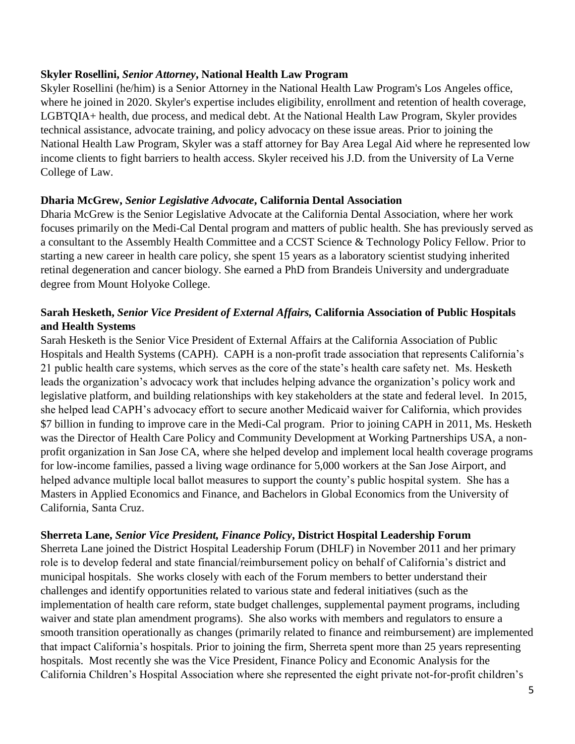**Skyler Rosellini,** ***Senior Attorney*****, National Health Law Program**

Skyler Rosellini (he/him) is a Senior Attorney in the National Health Law Program's Los Angeles office, where he joined in 2020. Skyler's expertise includes eligibility, enrollment and retention of health coverage, LGBTQIA+ health, due process, and medical debt. At the National Health Law Program, Skyler provides technical assistance, advocate training, and policy advocacy on these issue areas. Prior to joining the National Health Law Program, Skyler was a staff attorney for Bay Area Legal Aid where he represented low income clients to fight barriers to health access. Skyler received his J.D. from the University of La Verne College of Law.

**Dharia McGrew,** ***Senior Legislative Advocate*****, California Dental Association**

Dharia McGrew is the Senior Legislative Advocate at the California Dental Association, where her work focuses primarily on the Medi-Cal Dental program and matters of public health. She has previously served as a consultant to the Assembly Health Committee and a CCST Science & Technology Policy Fellow. Prior to starting a new career in health care policy, she spent 15 years as a laboratory scientist studying inherited retinal degeneration and cancer biology. She earned a PhD from Brandeis University and undergraduate degree from Mount Holyoke College.

**Sarah Hesketh,** ***Senior Vice President of External Affairs,*** **California Association of Public Hospitals and Health Systems**

Sarah Hesketh is the Senior Vice President of External Affairs at the California Association of Public Hospitals and Health Systems (CAPH). CAPH is a non-profit trade association that represents California's 21 public health care systems, which serves as the core of the state's health care safety net. Ms. Hesketh leads the organization's advocacy work that includes helping advance the organization's policy work and legislative platform, and building relationships with key stakeholders at the state and federal level. In 2015, she helped lead CAPH's advocacy effort to secure another Medicaid waiver for California, which provides $7 billion in funding to improve care in the Medi-Cal program. Prior to joining CAPH in 2011, Ms. Hesketh was the Director of Health Care Policy and Community Development at Working Partnerships USA, a non-profit organization in San Jose CA, where she helped develop and implement local health coverage programs for low-income families, passed a living wage ordinance for 5,000 workers at the San Jose Airport, and helped advance multiple local ballot measures to support the county's public hospital system. She has a Masters in Applied Economics and Finance, and Bachelors in Global Economics from the University of California, Santa Cruz.

**Sherreta Lane,** ***Senior Vice President, Finance Policy*****, District Hospital Leadership Forum**

Sherreta Lane joined the District Hospital Leadership Forum (DHLF) in November 2011 and her primary role is to develop federal and state financial/reimbursement policy on behalf of California's district and municipal hospitals. She works closely with each of the Forum members to better understand their challenges and identify opportunities related to various state and federal initiatives (such as the implementation of health care reform, state budget challenges, supplemental payment programs, including waiver and state plan amendment programs). She also works with members and regulators to ensure a smooth transition operationally as changes (primarily related to finance and reimbursement) are implemented that impact California's hospitals. Prior to joining the firm, Sherreta spent more than 25 years representing hospitals. Most recently she was the Vice President, Finance Policy and Economic Analysis for the California Children's Hospital Association where she represented the eight private not-for-profit children's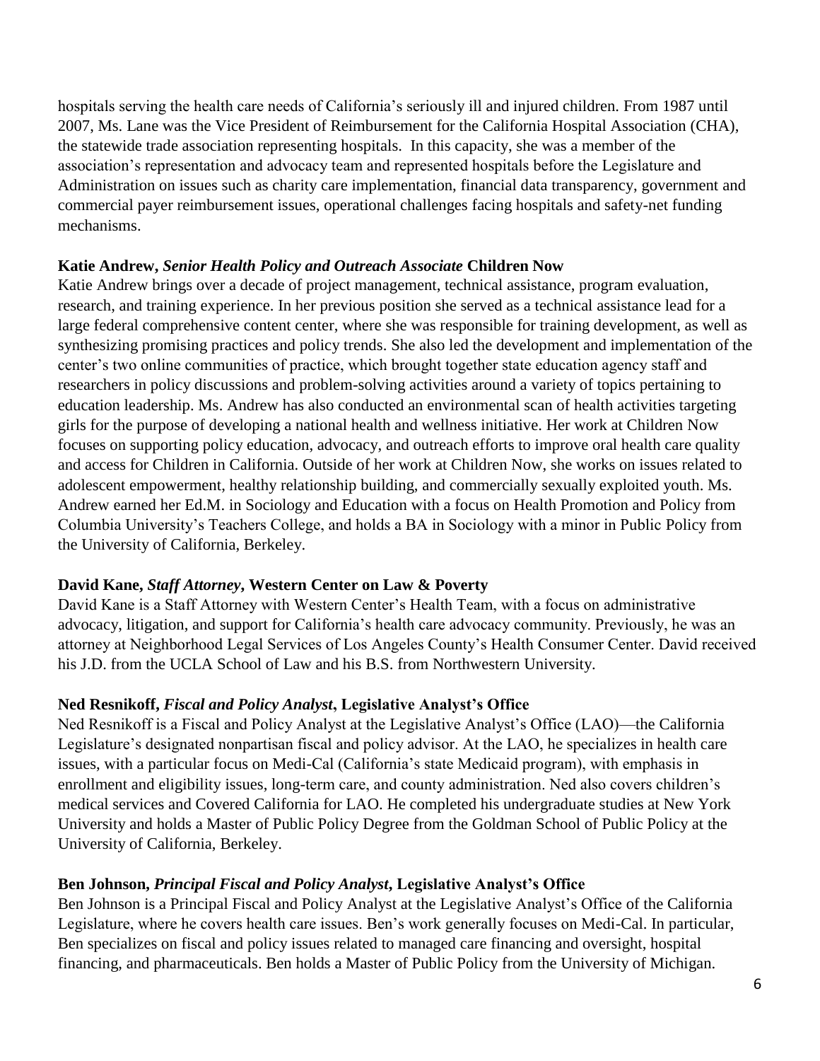hospitals serving the health care needs of California's seriously ill and injured children. From 1987 until 2007, Ms. Lane was the Vice President of Reimbursement for the California Hospital Association (CHA), the statewide trade association representing hospitals. In this capacity, she was a member of the association's representation and advocacy team and represented hospitals before the Legislature and Administration on issues such as charity care implementation, financial data transparency, government and commercial payer reimbursement issues, operational challenges facing hospitals and safety-net funding mechanisms.

**Katie Andrew,** ***Senior Health Policy and Outreach Associate*** **Children Now**

Katie Andrew brings over a decade of project management, technical assistance, program evaluation, research, and training experience. In her previous position she served as a technical assistance lead for a large federal comprehensive content center, where she was responsible for training development, as well as synthesizing promising practices and policy trends. She also led the development and implementation of the center's two online communities of practice, which brought together state education agency staff and researchers in policy discussions and problem-solving activities around a variety of topics pertaining to education leadership. Ms. Andrew has also conducted an environmental scan of health activities targeting girls for the purpose of developing a national health and wellness initiative. Her work at Children Now focuses on supporting policy education, advocacy, and outreach efforts to improve oral health care quality and access for Children in California. Outside of her work at Children Now, she works on issues related to adolescent empowerment, healthy relationship building, and commercially sexually exploited youth. Ms. Andrew earned her Ed.M. in Sociology and Education with a focus on Health Promotion and Policy from Columbia University's Teachers College, and holds a BA in Sociology with a minor in Public Policy from the University of California, Berkeley.

**David Kane,** ***Staff Attorney*****, Western Center on Law & Poverty**

David Kane is a Staff Attorney with Western Center's Health Team, with a focus on administrative advocacy, litigation, and support for California's health care advocacy community. Previously, he was an attorney at Neighborhood Legal Services of Los Angeles County's Health Consumer Center. David received his J.D. from the UCLA School of Law and his B.S. from Northwestern University.

**Ned Resnikoff,** ***Fiscal and Policy Analyst*****, Legislative Analyst's Office**

Ned Resnikoff is a Fiscal and Policy Analyst at the Legislative Analyst's Office (LAO)—the California Legislature's designated nonpartisan fiscal and policy advisor. At the LAO, he specializes in health care issues, with a particular focus on Medi-Cal (California's state Medicaid program), with emphasis in enrollment and eligibility issues, long-term care, and county administration. Ned also covers children's medical services and Covered California for LAO. He completed his undergraduate studies at New York University and holds a Master of Public Policy Degree from the Goldman School of Public Policy at the University of California, Berkeley.

**Ben Johnson,** ***Principal Fiscal and Policy Analyst*****, Legislative Analyst's Office**

Ben Johnson is a Principal Fiscal and Policy Analyst at the Legislative Analyst's Office of the California Legislature, where he covers health care issues. Ben's work generally focuses on Medi-Cal. In particular, Ben specializes on fiscal and policy issues related to managed care financing and oversight, hospital financing, and pharmaceuticals. Ben holds a Master of Public Policy from the University of Michigan.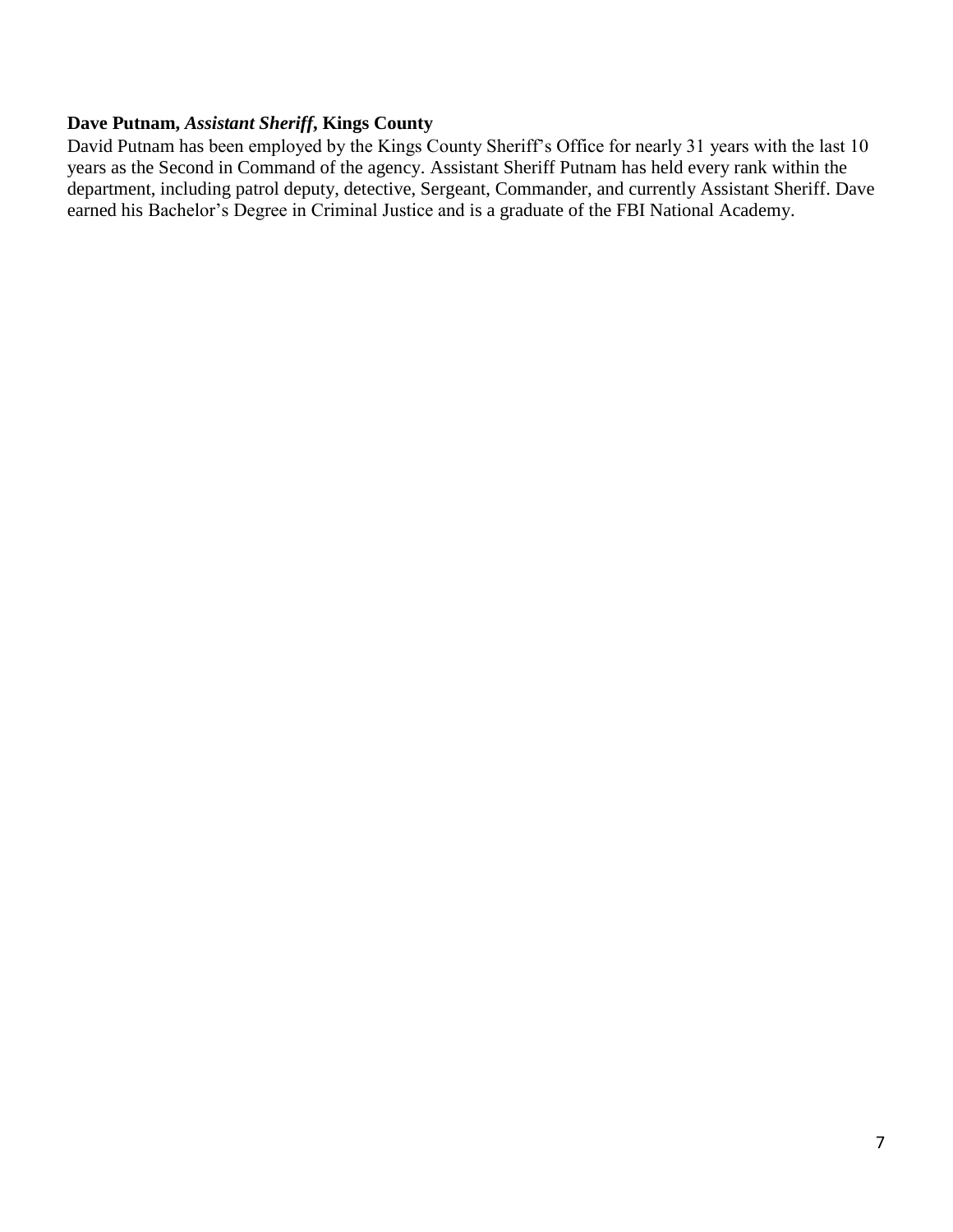**Dave Putnam, *Assistant Sheriff*, Kings County**

David Putnam has been employed by the Kings County Sheriff's Office for nearly 31 years with the last 10 years as the Second in Command of the agency. Assistant Sheriff Putnam has held every rank within the department, including patrol deputy, detective, Sergeant, Commander, and currently Assistant Sheriff. Dave earned his Bachelor's Degree in Criminal Justice and is a graduate of the FBI National Academy.